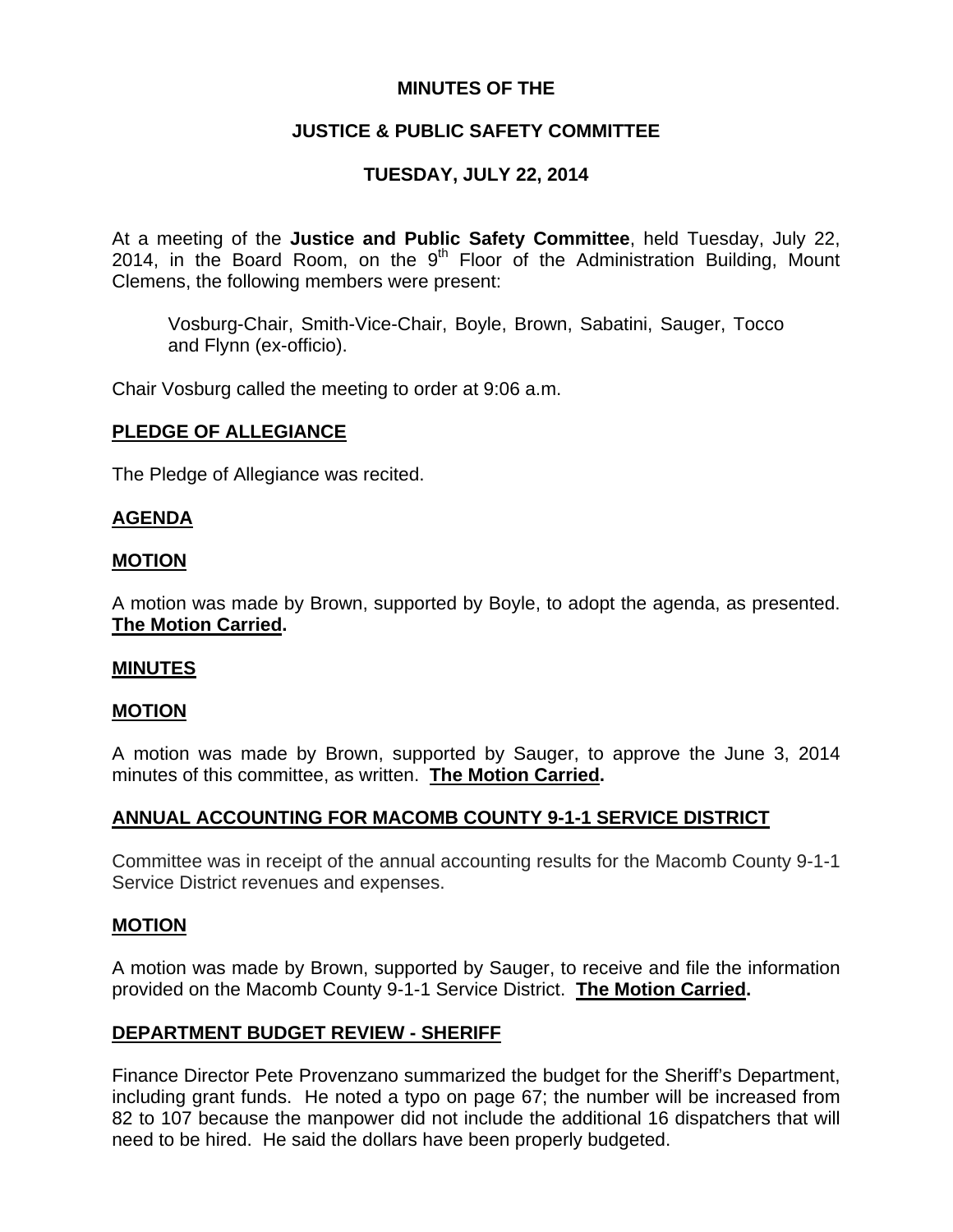**MINUTES OF THE**

**JUSTICE & PUBLIC SAFETY COMMITTEE**

**TUESDAY, JULY 22, 2014**

At a meeting of the **Justice and Public Safety Committee**, held Tuesday, July 22, 2014, in the Board Room, on the 9th Floor of the Administration Building, Mount Clemens, the following members were present:

> Vosburg-Chair, Smith-Vice-Chair, Boyle, Brown, Sabatini, Sauger, Tocco and Flynn (ex-officio).

Chair Vosburg called the meeting to order at 9:06 a.m.

## **PLEDGE OF ALLEGIANCE**

The Pledge of Allegiance was recited.

## **AGENDA**

## **MOTION**

A motion was made by Brown, supported by Boyle, to adopt the agenda, as presented. **The Motion Carried.**

## **MINUTES**

## **MOTION**

A motion was made by Brown, supported by Sauger, to approve the June 3, 2014 minutes of this committee, as written. **The Motion Carried.**

## **ANNUAL ACCOUNTING FOR MACOMB COUNTY 9-1-1 SERVICE DISTRICT**

Committee was in receipt of the annual accounting results for the Macomb County 9-1-1 Service District revenues and expenses.

## **MOTION**

A motion was made by Brown, supported by Sauger, to receive and file the information provided on the Macomb County 9-1-1 Service District. **The Motion Carried.**

## **DEPARTMENT BUDGET REVIEW - SHERIFF**

Finance Director Pete Provenzano summarized the budget for the Sheriff's Department, including grant funds. He noted a typo on page 67; the number will be increased from 82 to 107 because the manpower did not include the additional 16 dispatchers that will need to be hired. He said the dollars have been properly budgeted.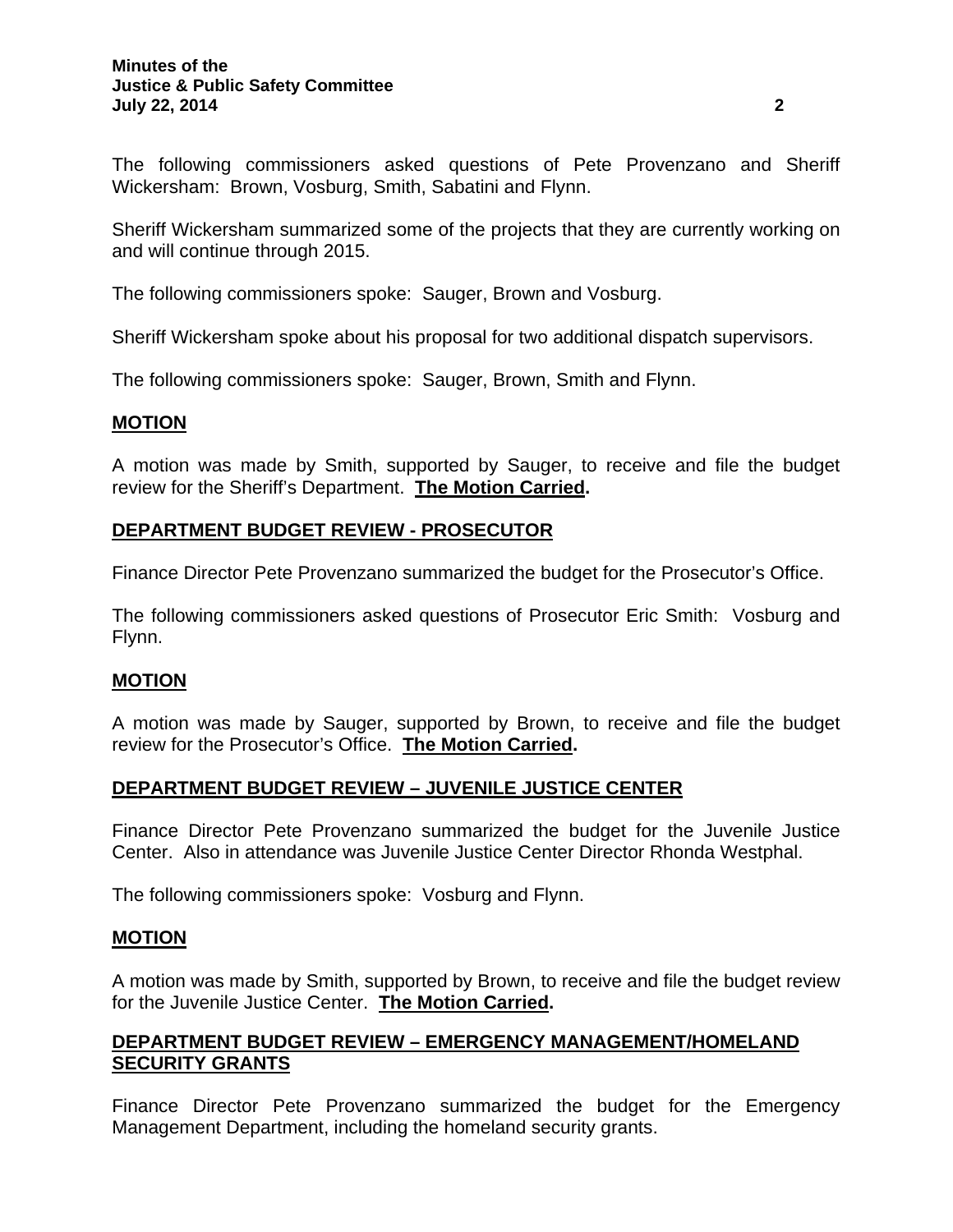The following commissioners asked questions of Pete Provenzano and Sheriff Wickersham: Brown, Vosburg, Smith, Sabatini and Flynn.

Sheriff Wickersham summarized some of the projects that they are currently working on and will continue through 2015.

The following commissioners spoke: Sauger, Brown and Vosburg.

Sheriff Wickersham spoke about his proposal for two additional dispatch supervisors.

The following commissioners spoke: Sauger, Brown, Smith and Flynn.

## MOTION

A motion was made by Smith, supported by Sauger, to receive and file the budget review for the Sheriff's Department. **The Motion Carried.**

## DEPARTMENT BUDGET REVIEW - PROSECUTOR

Finance Director Pete Provenzano summarized the budget for the Prosecutor's Office.

The following commissioners asked questions of Prosecutor Eric Smith: Vosburg and Flynn.

## MOTION

A motion was made by Sauger, supported by Brown, to receive and file the budget review for the Prosecutor's Office. **The Motion Carried.**

## DEPARTMENT BUDGET REVIEW – JUVENILE JUSTICE CENTER

Finance Director Pete Provenzano summarized the budget for the Juvenile Justice Center. Also in attendance was Juvenile Justice Center Director Rhonda Westphal.

The following commissioners spoke: Vosburg and Flynn.

## MOTION

A motion was made by Smith, supported by Brown, to receive and file the budget review for the Juvenile Justice Center. **The Motion Carried.**

## DEPARTMENT BUDGET REVIEW – EMERGENCY MANAGEMENT/HOMELAND SECURITY GRANTS

Finance Director Pete Provenzano summarized the budget for the Emergency Management Department, including the homeland security grants.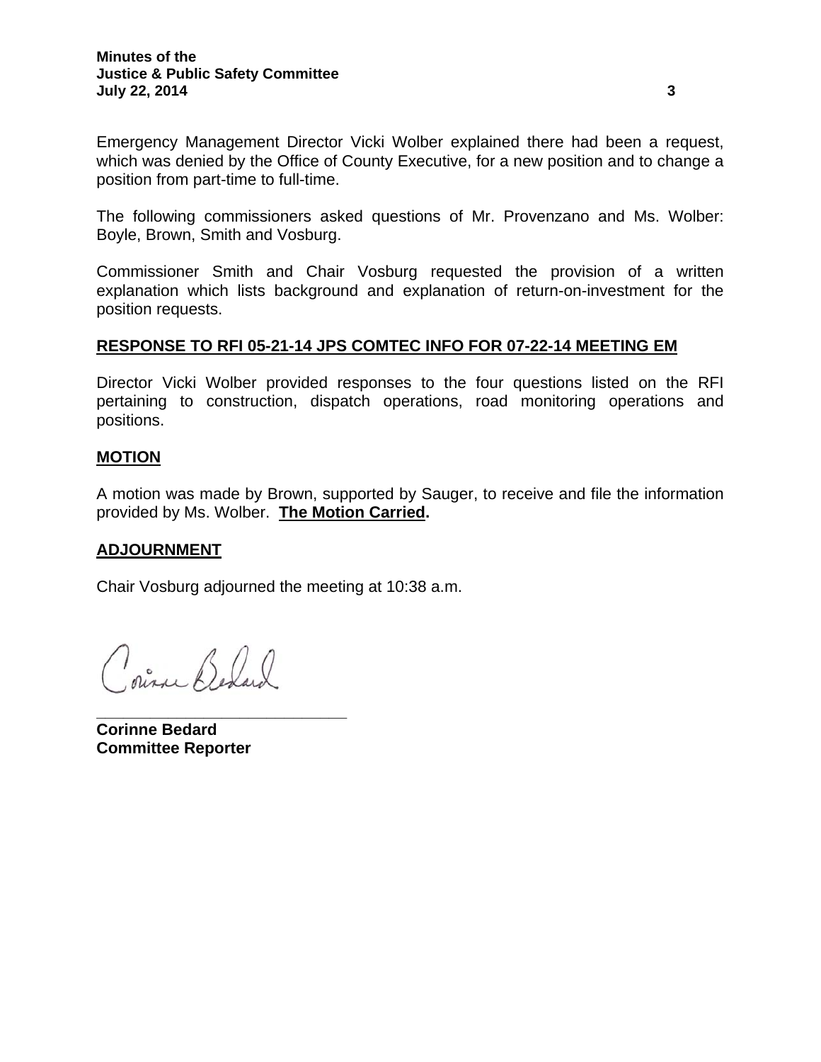Emergency Management Director Vicki Wolber explained there had been a request, which was denied by the Office of County Executive, for a new position and to change a position from part-time to full-time.

The following commissioners asked questions of Mr. Provenzano and Ms. Wolber: Boyle, Brown, Smith and Vosburg.

Commissioner Smith and Chair Vosburg requested the provision of a written explanation which lists background and explanation of return-on-investment for the position requests.

**RESPONSE TO RFI 05-21-14 JPS COMTEC INFO FOR 07-22-14 MEETING EM**

Director Vicki Wolber provided responses to the four questions listed on the RFI pertaining to construction, dispatch operations, road monitoring operations and positions.

**MOTION**

A motion was made by Brown, supported by Sauger, to receive and file the information provided by Ms. Wolber. **The Motion Carried.**

**ADJOURNMENT**

Chair Vosburg adjourned the meeting at 10:38 a.m.

Corinne Bedard

\_\_\_\_\_\_\_\_\_\_\_\_\_\_\_\_\_\_\_\_\_\_\_\_\_\_\_\_\_\_

**Corinne Bedard**
**Committee Reporter**